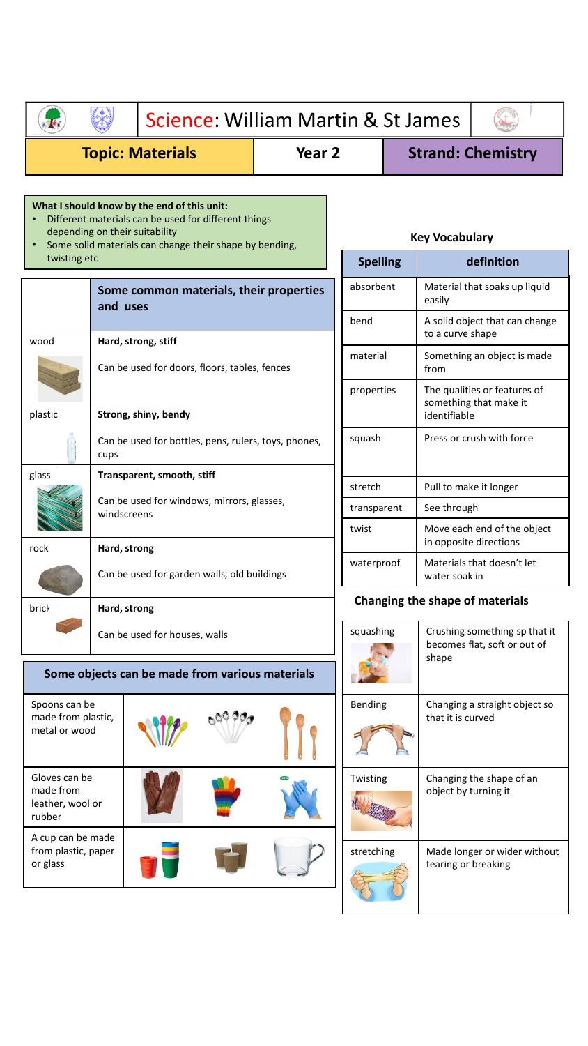# Science: William Martin & St James

| Topic: Materials | Year 2 | Strand: Chemistry |
| --- | --- | --- |

**What I should know by the end of this unit:**

- Different materials can be used for different things depending on their suitability
- Some solid materials can change their shape by bending, twisting etc

| | Some common materials, their properties and uses |
| --- | --- |
| wood | **Hard, strong, stiff**<br>Can be used for doors, floors, tables, fences |
| plastic | **Strong, shiny, bendy**<br>Can be used for bottles, pens, rulers, toys, phones, cups |
| glass | **Transparent, smooth, stiff**<br>Can be used for windows, mirrors, glasses, windscreens |
| rock | **Hard, strong**<br>Can be used for garden walls, old buildings |
| brick | **Hard, strong**<br>Can be used for houses, walls |

**Some objects can be made from various materials**

| Object | Materials |
| --- | --- |
| Spoons can be made from plastic, metal or wood | |
| Gloves can be made from leather, wool or rubber | |
| A cup can be made from plastic, paper or glass | |

**Key Vocabulary**

| Spelling | definition |
| --- | --- |
| absorbent | Material that soaks up liquid easily |
| bend | A solid object that can change to a curve shape |
| material | Something an object is made from |
| properties | The qualities or features of something that make it identifiable |
| squash | Press or crush with force |
| stretch | Pull to make it longer |
| transparent | See through |
| twist | Move each end of the object in opposite directions |
| waterproof | Materials that doesn't let water soak in |

**Changing the shape of materials**

| | |
| --- | --- |
| squashing | Crushing something sp that it becomes flat, soft or out of shape |
| Bending | Changing a straight object so that it is curved |
| Twisting | Changing the shape of an object by turning it |
| stretching | Made longer or wider without tearing or breaking |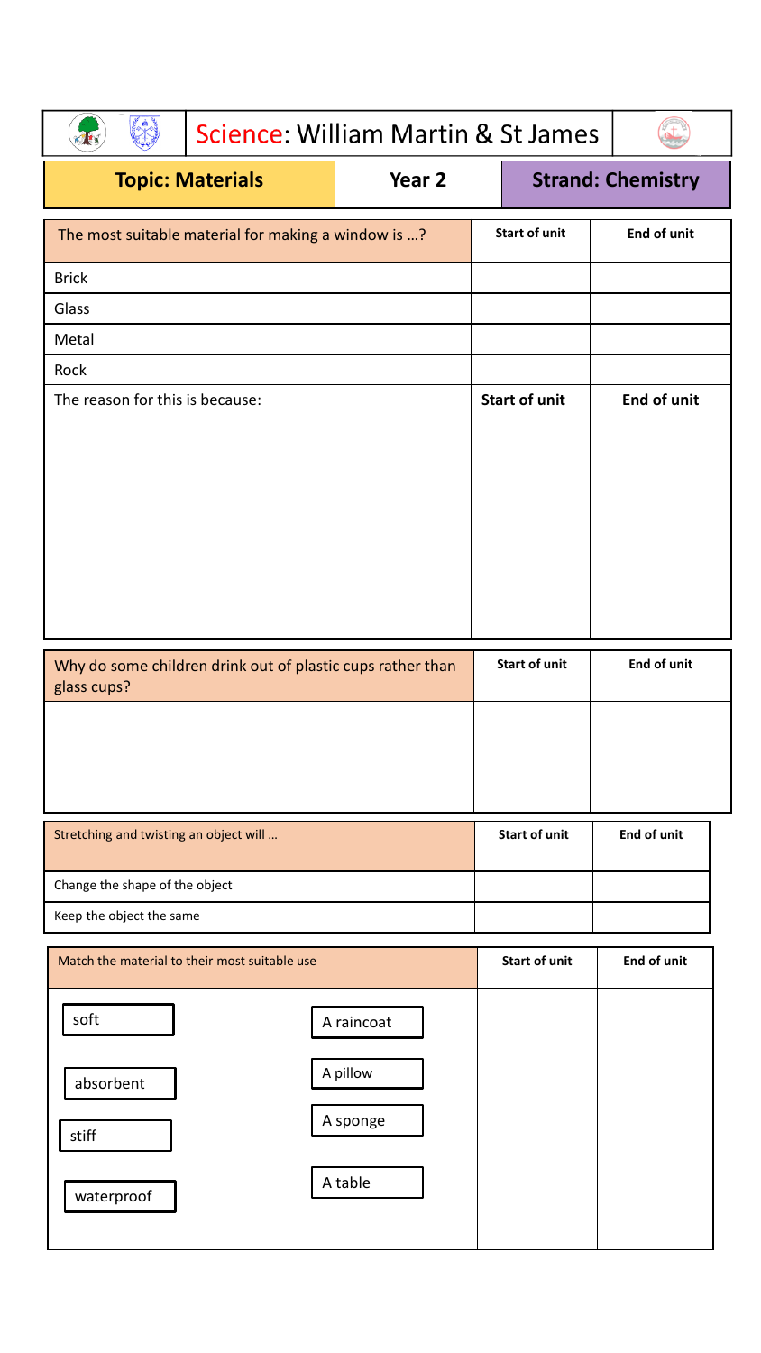# Science: William Martin & St James

| Topic: Materials | Year 2 | Strand: Chemistry |
|---|---|---|

| The most suitable material for making a window is …? | Start of unit | End of unit |
|---|---|---|
| Brick | | |
| Glass | | |
| Metal | | |
| Rock | | |
| The reason for this is because: | Start of unit | End of unit |

| Why do some children drink out of plastic cups rather than glass cups? | Start of unit | End of unit |
|---|---|---|
| | | |

| Stretching and twisting an object will … | Start of unit | End of unit |
|---|---|---|
| Change the shape of the object | | |
| Keep the object the same | | |

| Match the material to their most suitable use | | Start of unit | End of unit |
|---|---|---|---|
| soft | A raincoat | | |
| absorbent | A pillow | | |
| stiff | A sponge | | |
| waterproof | A table | | |